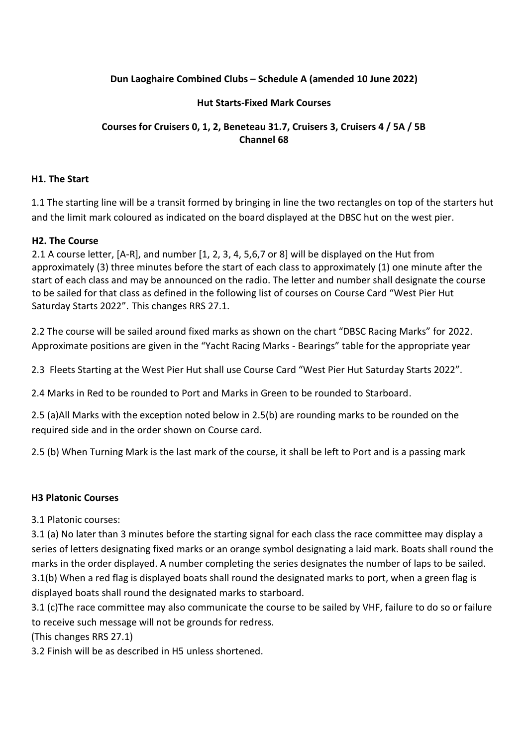**Dun Laoghaire Combined Clubs – Schedule A (amended 10 June 2022)**

**Hut Starts-Fixed Mark Courses**

**Courses for Cruisers 0, 1, 2, Beneteau 31.7, Cruisers 3, Cruisers 4 / 5A / 5B**
**Channel 68**

## H1. The Start

1.1 The starting line will be a transit formed by bringing in line the two rectangles on top of the starters hut and the limit mark coloured as indicated on the board displayed at the DBSC hut on the west pier.

## H2. The Course

2.1 A course letter, [A-R], and number [1, 2, 3, 4, 5,6,7 or 8] will be displayed on the Hut from approximately (3) three minutes before the start of each class to approximately (1) one minute after the start of each class and may be announced on the radio. The letter and number shall designate the course to be sailed for that class as defined in the following list of courses on Course Card "West Pier Hut Saturday Starts 2022". This changes RRS 27.1.

2.2 The course will be sailed around fixed marks as shown on the chart "DBSC Racing Marks" for 2022. Approximate positions are given in the "Yacht Racing Marks - Bearings" table for the appropriate year

2.3 Fleets Starting at the West Pier Hut shall use Course Card "West Pier Hut Saturday Starts 2022".

2.4 Marks in Red to be rounded to Port and Marks in Green to be rounded to Starboard.

2.5 (a)All Marks with the exception noted below in 2.5(b) are rounding marks to be rounded on the required side and in the order shown on Course card.

2.5 (b) When Turning Mark is the last mark of the course, it shall be left to Port and is a passing mark

## H3 Platonic Courses

3.1 Platonic courses:

3.1 (a) No later than 3 minutes before the starting signal for each class the race committee may display a series of letters designating fixed marks or an orange symbol designating a laid mark. Boats shall round the marks in the order displayed. A number completing the series designates the number of laps to be sailed.

3.1(b) When a red flag is displayed boats shall round the designated marks to port, when a green flag is displayed boats shall round the designated marks to starboard.

3.1 (c)The race committee may also communicate the course to be sailed by VHF, failure to do so or failure to receive such message will not be grounds for redress.

(This changes RRS 27.1)

3.2 Finish will be as described in H5 unless shortened.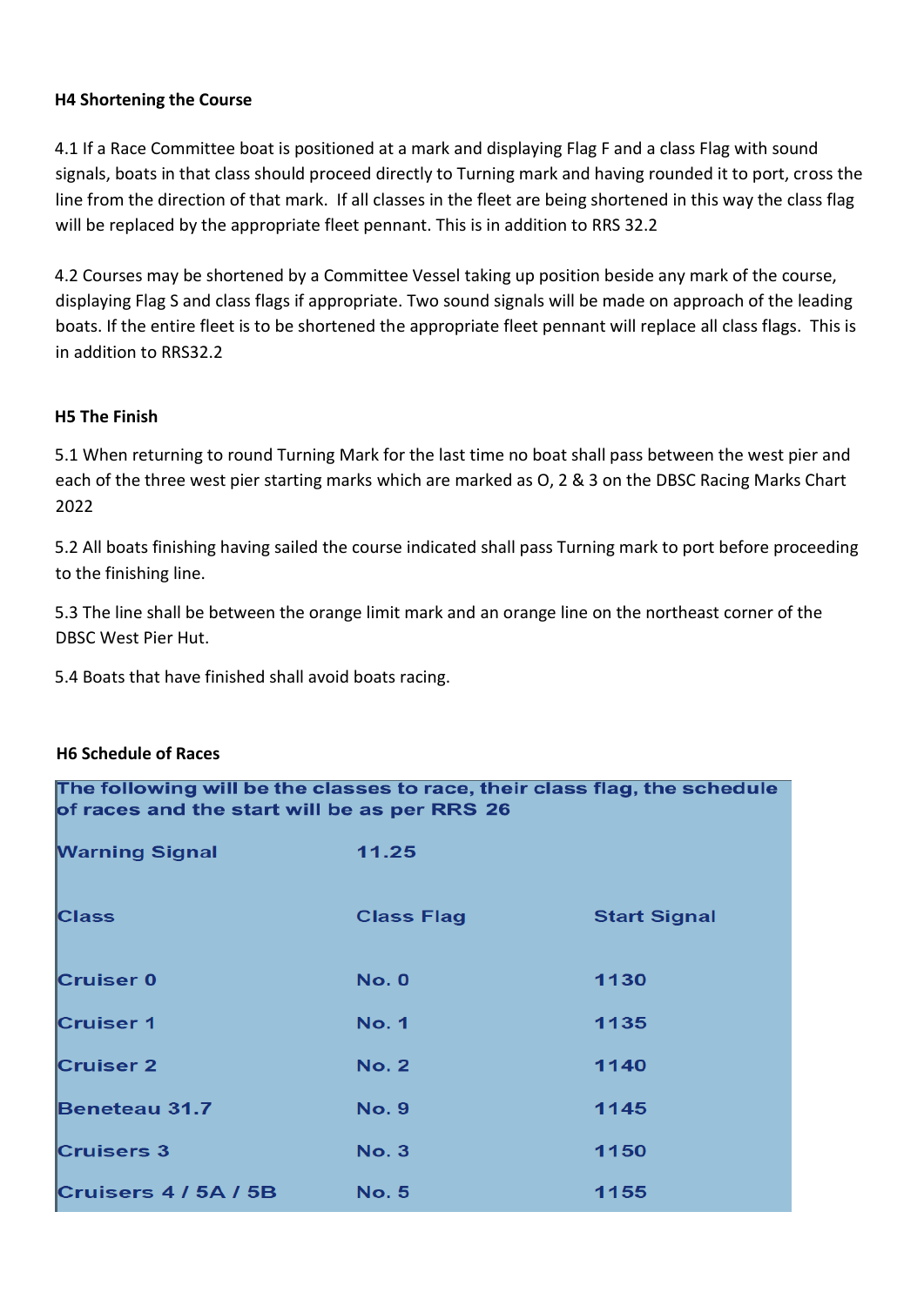### H4 Shortening the Course

4.1 If a Race Committee boat is positioned at a mark and displaying Flag F and a class Flag with sound signals, boats in that class should proceed directly to Turning mark and having rounded it to port, cross the line from the direction of that mark. If all classes in the fleet are being shortened in this way the class flag will be replaced by the appropriate fleet pennant. This is in addition to RRS 32.2

4.2 Courses may be shortened by a Committee Vessel taking up position beside any mark of the course, displaying Flag S and class flags if appropriate. Two sound signals will be made on approach of the leading boats. If the entire fleet is to be shortened the appropriate fleet pennant will replace all class flags. This is in addition to RRS32.2

### H5 The Finish

5.1 When returning to round Turning Mark for the last time no boat shall pass between the west pier and each of the three west pier starting marks which are marked as O, 2 & 3 on the DBSC Racing Marks Chart 2022

5.2 All boats finishing having sailed the course indicated shall pass Turning mark to port before proceeding to the finishing line.

5.3 The line shall be between the orange limit mark and an orange line on the northeast corner of the DBSC West Pier Hut.

5.4 Boats that have finished shall avoid boats racing.

### H6 Schedule of Races

**The following will be the classes to race, their class flag, the schedule of races and the start will be as per RRS 26**

**Warning Signal** 11.25

| Class | Class Flag | Start Signal |
|---|---|---|
| Cruiser 0 | No. 0 | 1130 |
| Cruiser 1 | No. 1 | 1135 |
| Cruiser 2 | No. 2 | 1140 |
| Beneteau 31.7 | No. 9 | 1145 |
| Cruisers 3 | No. 3 | 1150 |
| Cruisers 4 / 5A / 5B | No. 5 | 1155 |